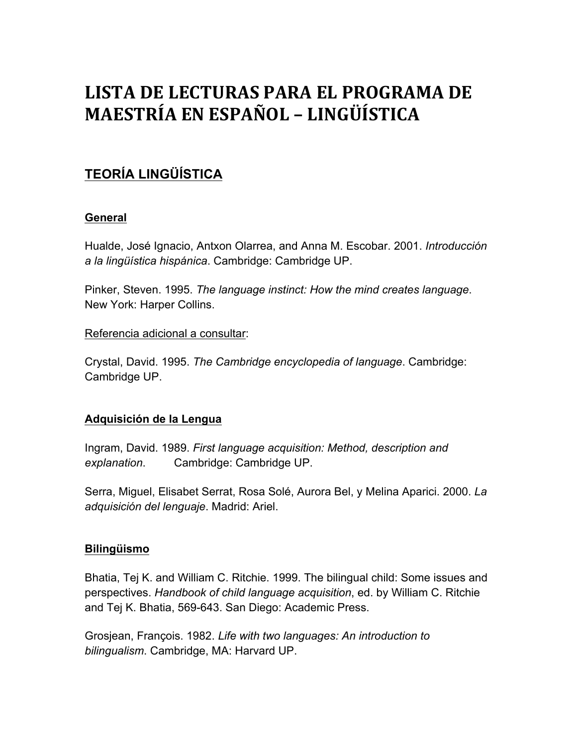# LISTA DE LECTURAS PARA EL PROGRAMA DE MAESTRÍA EN ESPAÑOL – LINGÜÍSTICA

## TEORÍA LINGÜÍSTICA

### General

Hualde, José Ignacio, Antxon Olarrea, and Anna M. Escobar. 2001. *Introducción a la lingüística hispánica*. Cambridge: Cambridge UP.

Pinker, Steven. 1995. *The language instinct: How the mind creates language*. New York: Harper Collins.

Referencia adicional a consultar:

Crystal, David. 1995. *The Cambridge encyclopedia of language*. Cambridge: Cambridge UP.

### Adquisición de la Lengua

Ingram, David. 1989. *First language acquisition: Method, description and explanation*. Cambridge: Cambridge UP.

Serra, Miguel, Elisabet Serrat, Rosa Solé, Aurora Bel, y Melina Aparici. 2000. *La adquisición del lenguaje*. Madrid: Ariel.

### Bilingüismo

Bhatia, Tej K. and William C. Ritchie. 1999. The bilingual child: Some issues and perspectives. *Handbook of child language acquisition*, ed. by William C. Ritchie and Tej K. Bhatia, 569-643. San Diego: Academic Press.

Grosjean, François. 1982. *Life with two languages: An introduction to bilingualism*. Cambridge, MA: Harvard UP.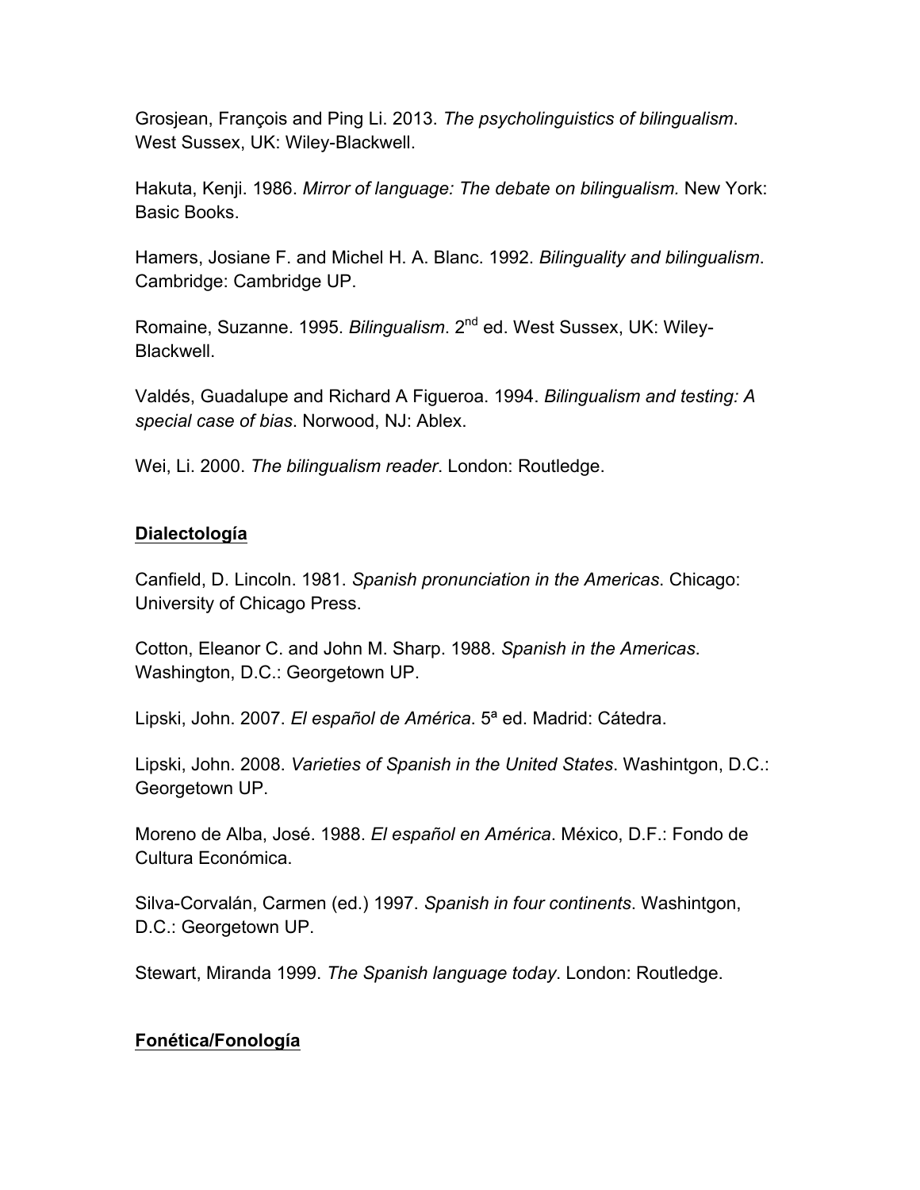Grosjean, François and Ping Li. 2013. *The psycholinguistics of bilingualism*. West Sussex, UK: Wiley-Blackwell.

Hakuta, Kenji. 1986. *Mirror of language: The debate on bilingualism.* New York: Basic Books.

Hamers, Josiane F. and Michel H. A. Blanc. 1992. *Bilinguality and bilingualism*. Cambridge: Cambridge UP.

Romaine, Suzanne. 1995. *Bilingualism*. 2nd ed. West Sussex, UK: Wiley-Blackwell.

Valdés, Guadalupe and Richard A Figueroa. 1994. *Bilingualism and testing: A special case of bias*. Norwood, NJ: Ablex.

Wei, Li. 2000. *The bilingualism reader*. London: Routledge.

## **Dialectología**

Canfield, D. Lincoln. 1981. *Spanish pronunciation in the Americas*. Chicago: University of Chicago Press.

Cotton, Eleanor C. and John M. Sharp. 1988. *Spanish in the Americas*. Washington, D.C.: Georgetown UP.

Lipski, John. 2007. *El español de América*. 5ª ed. Madrid: Cátedra.

Lipski, John. 2008. *Varieties of Spanish in the United States*. Washintgon, D.C.: Georgetown UP.

Moreno de Alba, José. 1988. *El español en América*. México, D.F.: Fondo de Cultura Económica.

Silva-Corvalán, Carmen (ed.) 1997. *Spanish in four continents*. Washintgon, D.C.: Georgetown UP.

Stewart, Miranda 1999. *The Spanish language today*. London: Routledge.

## **Fonética/Fonología**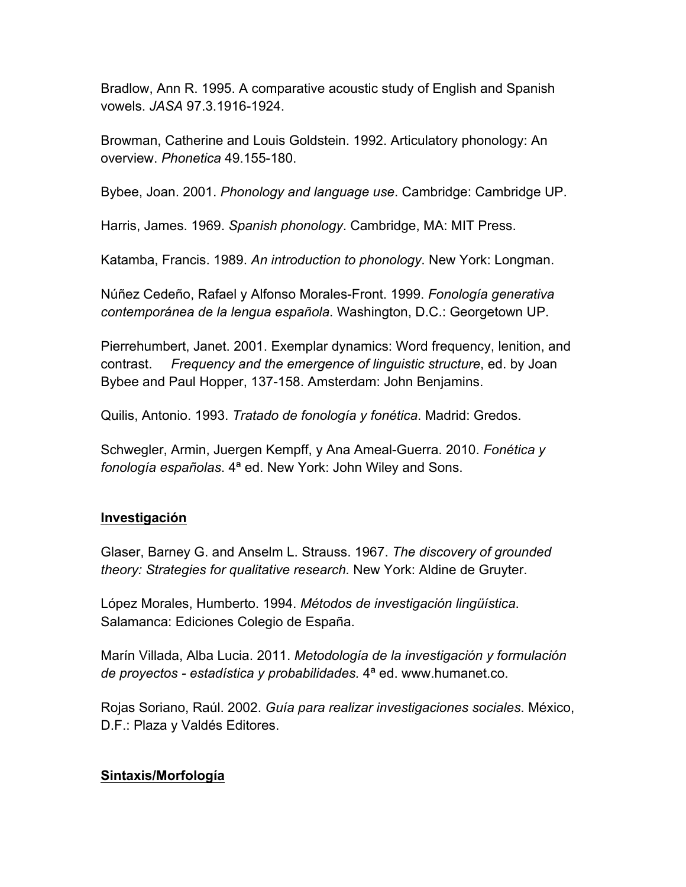Bradlow, Ann R. 1995. A comparative acoustic study of English and Spanish vowels. *JASA* 97.3.1916-1924.

Browman, Catherine and Louis Goldstein. 1992. Articulatory phonology: An overview. *Phonetica* 49.155-180.

Bybee, Joan. 2001. *Phonology and language use*. Cambridge: Cambridge UP.

Harris, James. 1969. *Spanish phonology*. Cambridge, MA: MIT Press.

Katamba, Francis. 1989. *An introduction to phonology*. New York: Longman.

Núñez Cedeño, Rafael y Alfonso Morales-Front. 1999. *Fonología generativa contemporánea de la lengua española*. Washington, D.C.: Georgetown UP.

Pierrehumbert, Janet. 2001. Exemplar dynamics: Word frequency, lenition, and contrast. *Frequency and the emergence of linguistic structure*, ed. by Joan Bybee and Paul Hopper, 137-158. Amsterdam: John Benjamins.

Quilis, Antonio. 1993. *Tratado de fonología y fonética*. Madrid: Gredos.

Schwegler, Armin, Juergen Kempff, y Ana Ameal-Guerra. 2010. *Fonética y fonología españolas*. 4ª ed. New York: John Wiley and Sons.

## Investigación

Glaser, Barney G. and Anselm L. Strauss. 1967. *The discovery of grounded theory: Strategies for qualitative research.* New York: Aldine de Gruyter.

López Morales, Humberto. 1994. *Métodos de investigación lingüística*. Salamanca: Ediciones Colegio de España.

Marín Villada, Alba Lucia. 2011. *Metodología de la investigación y formulación de proyectos - estadística y probabilidades.* 4ª ed. www.humanet.co.

Rojas Soriano, Raúl. 2002. *Guía para realizar investigaciones sociales*. México, D.F.: Plaza y Valdés Editores.

## Sintaxis/Morfología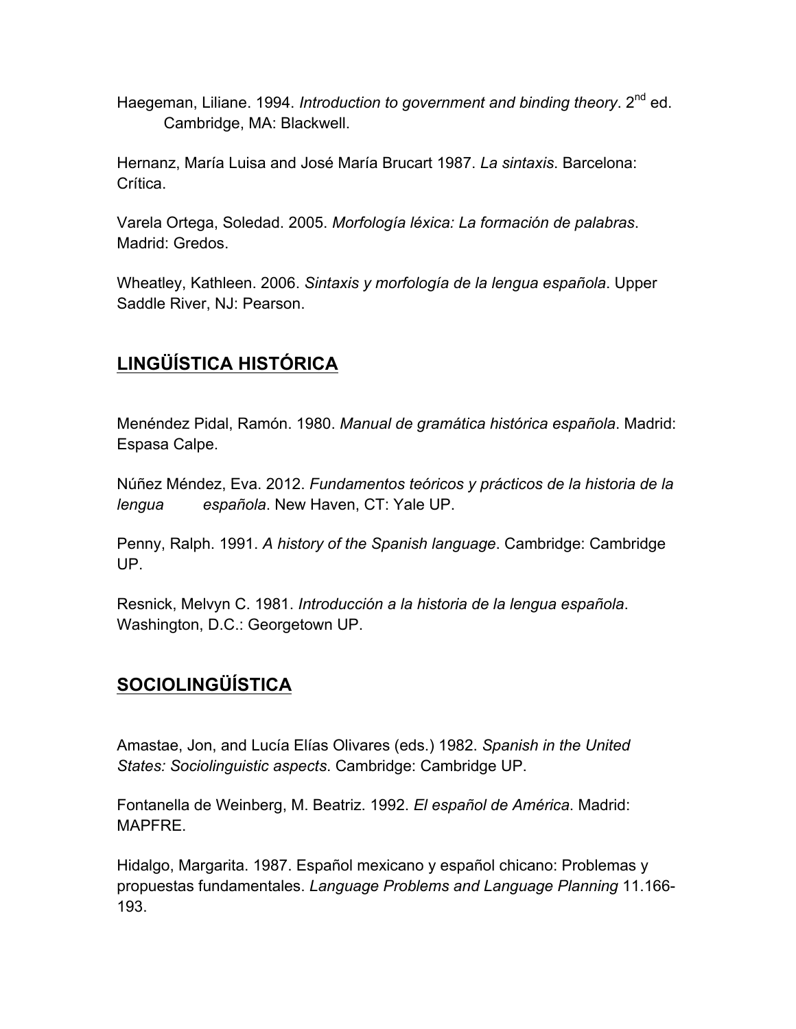Haegeman, Liliane. 1994. *Introduction to government and binding theory*. 2nd ed. Cambridge, MA: Blackwell.

Hernanz, María Luisa and José María Brucart 1987. *La sintaxis*. Barcelona: Crítica.

Varela Ortega, Soledad. 2005. *Morfología léxica: La formación de palabras*. Madrid: Gredos.

Wheatley, Kathleen. 2006. *Sintaxis y morfología de la lengua española*. Upper Saddle River, NJ: Pearson.

## LINGÜÍSTICA HISTÓRICA

Menéndez Pidal, Ramón. 1980. *Manual de gramática histórica española*. Madrid: Espasa Calpe.

Núñez Méndez, Eva. 2012. *Fundamentos teóricos y prácticos de la historia de la lengua española*. New Haven, CT: Yale UP.

Penny, Ralph. 1991. *A history of the Spanish language*. Cambridge: Cambridge UP.

Resnick, Melvyn C. 1981. *Introducción a la historia de la lengua española*. Washington, D.C.: Georgetown UP.

## SOCIOLINGÜÍSTICA

Amastae, Jon, and Lucía Elías Olivares (eds.) 1982. *Spanish in the United States: Sociolinguistic aspects*. Cambridge: Cambridge UP.

Fontanella de Weinberg, M. Beatriz. 1992. *El español de América*. Madrid: MAPFRE.

Hidalgo, Margarita. 1987. Español mexicano y español chicano: Problemas y propuestas fundamentales. *Language Problems and Language Planning* 11.166-193.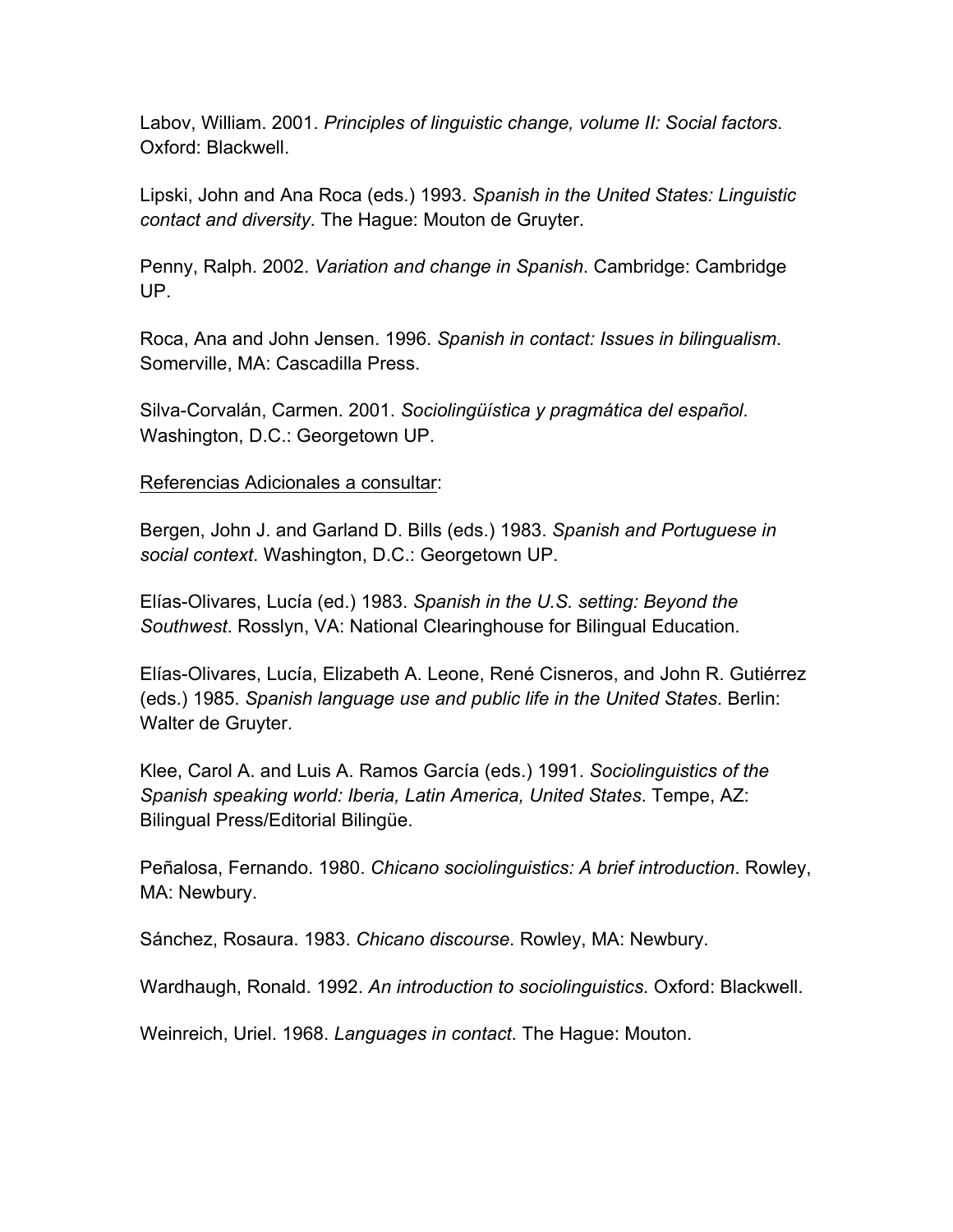Labov, William. 2001. *Principles of linguistic change, volume II: Social factors*. Oxford: Blackwell.

Lipski, John and Ana Roca (eds.) 1993. *Spanish in the United States: Linguistic contact and diversity*. The Hague: Mouton de Gruyter.

Penny, Ralph. 2002. *Variation and change in Spanish*. Cambridge: Cambridge UP.

Roca, Ana and John Jensen. 1996. *Spanish in contact: Issues in bilingualism*. Somerville, MA: Cascadilla Press.

Silva-Corvalán, Carmen. 2001. *Sociolingüística y pragmática del español*. Washington, D.C.: Georgetown UP.

<u>Referencias Adicionales a consultar</u>:

Bergen, John J. and Garland D. Bills (eds.) 1983. *Spanish and Portuguese in social context*. Washington, D.C.: Georgetown UP.

Elías-Olivares, Lucía (ed.) 1983. *Spanish in the U.S. setting: Beyond the Southwest*. Rosslyn, VA: National Clearinghouse for Bilingual Education.

Elías-Olivares, Lucía, Elizabeth A. Leone, René Cisneros, and John R. Gutiérrez (eds.) 1985. *Spanish language use and public life in the United States*. Berlin: Walter de Gruyter.

Klee, Carol A. and Luis A. Ramos García (eds.) 1991. *Sociolinguistics of the Spanish speaking world: Iberia, Latin America, United States*. Tempe, AZ: Bilingual Press/Editorial Bilingüe.

Peñalosa, Fernando. 1980. *Chicano sociolinguistics: A brief introduction*. Rowley, MA: Newbury.

Sánchez, Rosaura. 1983. *Chicano discourse*. Rowley, MA: Newbury.

Wardhaugh, Ronald. 1992. *An introduction to sociolinguistics*. Oxford: Blackwell.

Weinreich, Uriel. 1968. *Languages in contact*. The Hague: Mouton.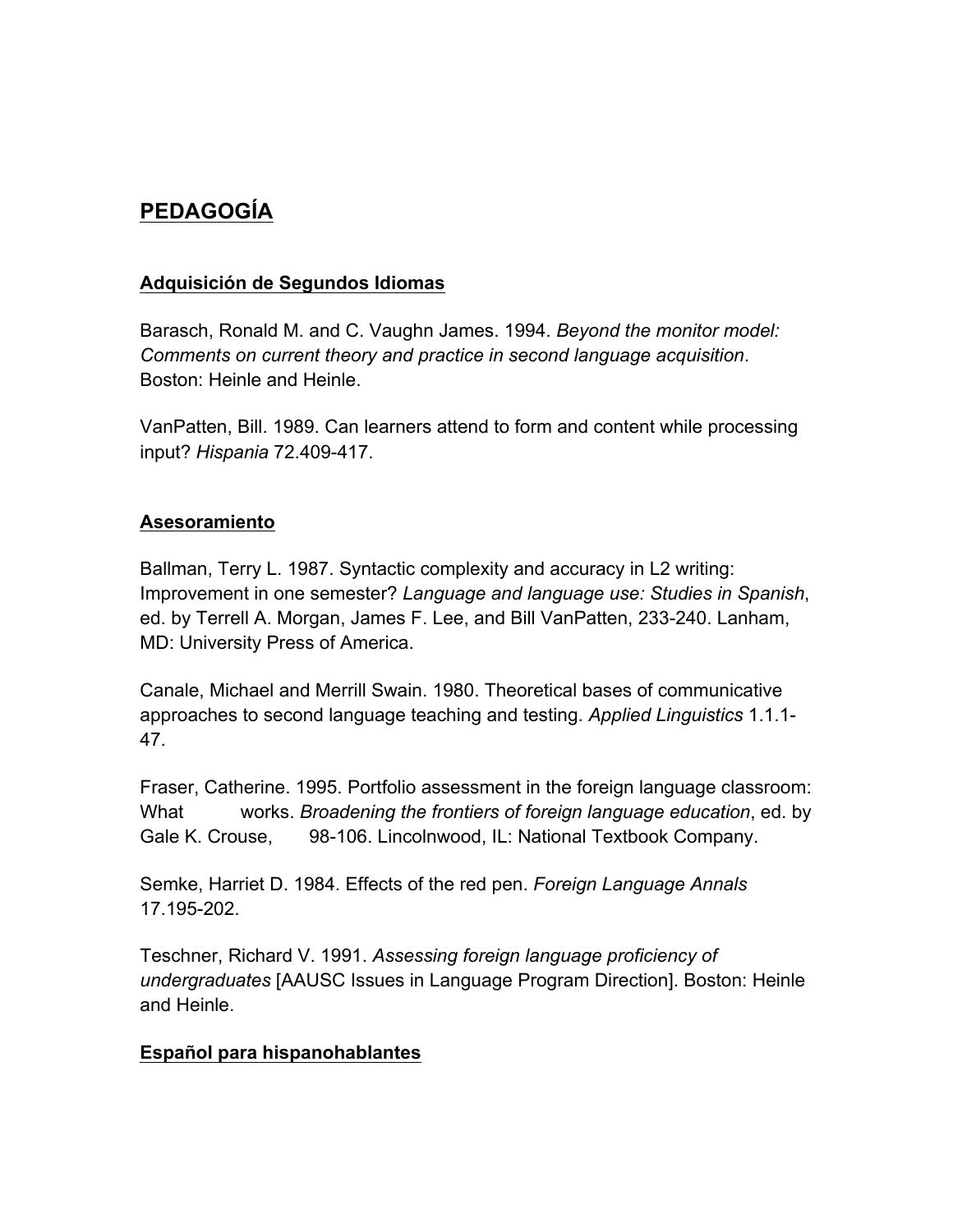## PEDAGOGÍA

### Adquisición de Segundos Idiomas

Barasch, Ronald M. and C. Vaughn James. 1994. *Beyond the monitor model: Comments on current theory and practice in second language acquisition*. Boston: Heinle and Heinle.

VanPatten, Bill. 1989. Can learners attend to form and content while processing input? *Hispania* 72.409-417.

### Asesoramiento

Ballman, Terry L. 1987. Syntactic complexity and accuracy in L2 writing: Improvement in one semester? *Language and language use: Studies in Spanish*, ed. by Terrell A. Morgan, James F. Lee, and Bill VanPatten, 233-240. Lanham, MD: University Press of America.

Canale, Michael and Merrill Swain. 1980. Theoretical bases of communicative approaches to second language teaching and testing. *Applied Linguistics* 1.1.1-47.

Fraser, Catherine. 1995. Portfolio assessment in the foreign language classroom: What works. *Broadening the frontiers of foreign language education*, ed. by Gale K. Crouse, 98-106. Lincolnwood, IL: National Textbook Company.

Semke, Harriet D. 1984. Effects of the red pen. *Foreign Language Annals* 17.195-202.

Teschner, Richard V. 1991. *Assessing foreign language proficiency of undergraduates* [AAUSC Issues in Language Program Direction]. Boston: Heinle and Heinle.

### Español para hispanohablantes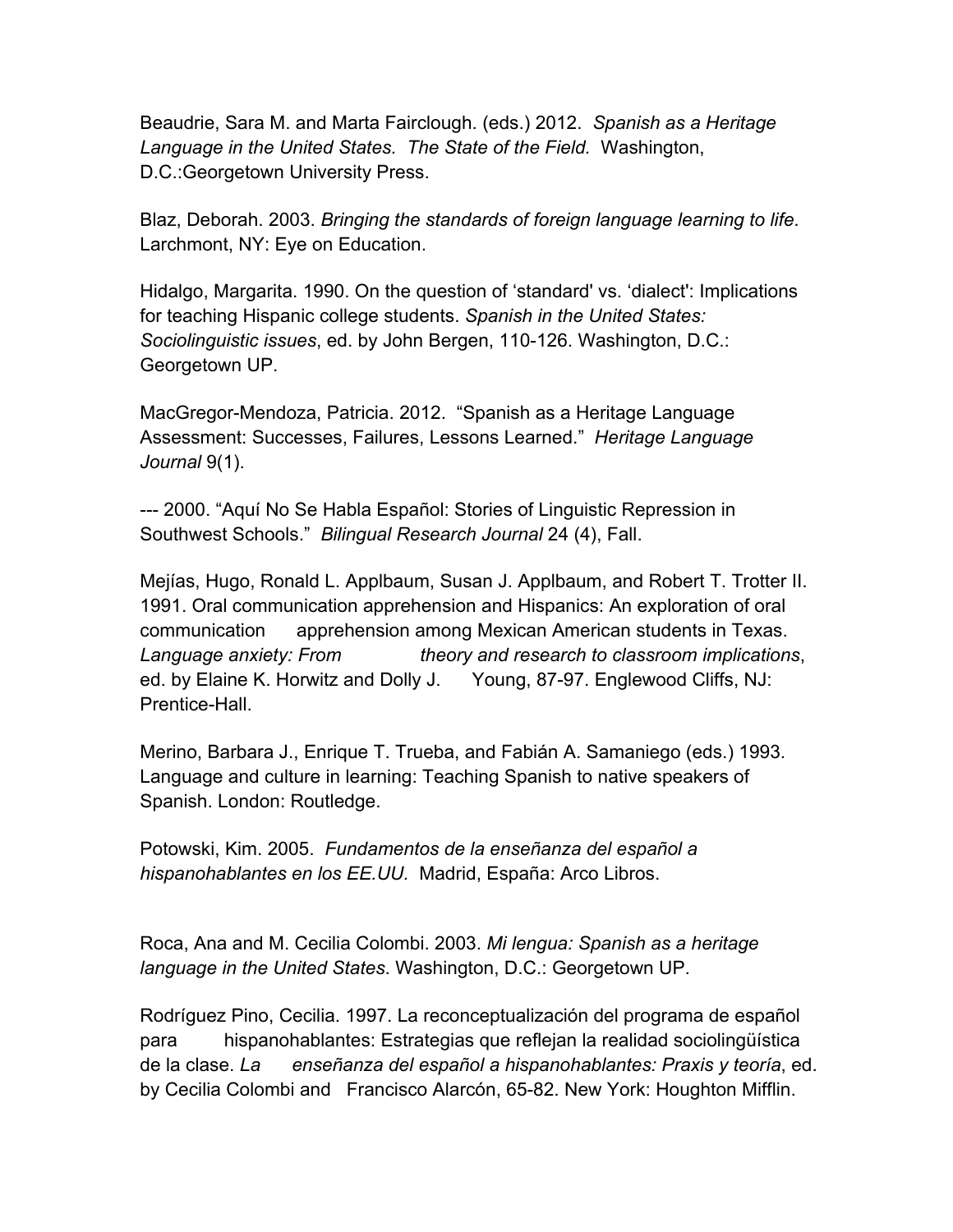Beaudrie, Sara M. and Marta Fairclough. (eds.) 2012. *Spanish as a Heritage Language in the United States. The State of the Field.* Washington, D.C.:Georgetown University Press.

Blaz, Deborah. 2003. *Bringing the standards of foreign language learning to life*. Larchmont, NY: Eye on Education.

Hidalgo, Margarita. 1990. On the question of 'standard' vs. 'dialect': Implications for teaching Hispanic college students. *Spanish in the United States: Sociolinguistic issues*, ed. by John Bergen, 110-126. Washington, D.C.: Georgetown UP.

MacGregor-Mendoza, Patricia. 2012. "Spanish as a Heritage Language Assessment: Successes, Failures, Lessons Learned." *Heritage Language Journal* 9(1).

--- 2000. "Aquí No Se Habla Español: Stories of Linguistic Repression in Southwest Schools." *Bilingual Research Journal* 24 (4), Fall.

Mejías, Hugo, Ronald L. Applbaum, Susan J. Applbaum, and Robert T. Trotter II. 1991. Oral communication apprehension and Hispanics: An exploration of oral communication apprehension among Mexican American students in Texas. *Language anxiety: From theory and research to classroom implications*, ed. by Elaine K. Horwitz and Dolly J. Young, 87-97. Englewood Cliffs, NJ: Prentice-Hall.

Merino, Barbara J., Enrique T. Trueba, and Fabián A. Samaniego (eds.) 1993. Language and culture in learning: Teaching Spanish to native speakers of Spanish. London: Routledge.

Potowski, Kim. 2005. *Fundamentos de la enseñanza del español a hispanohablantes en los EE.UU.* Madrid, España: Arco Libros.

Roca, Ana and M. Cecilia Colombi. 2003. *Mi lengua: Spanish as a heritage language in the United States*. Washington, D.C.: Georgetown UP.

Rodríguez Pino, Cecilia. 1997. La reconceptualización del programa de español para hispanohablantes: Estrategias que reflejan la realidad sociolingüística de la clase. *La enseñanza del español a hispanohablantes: Praxis y teoría*, ed. by Cecilia Colombi and Francisco Alarcón, 65-82. New York: Houghton Mifflin.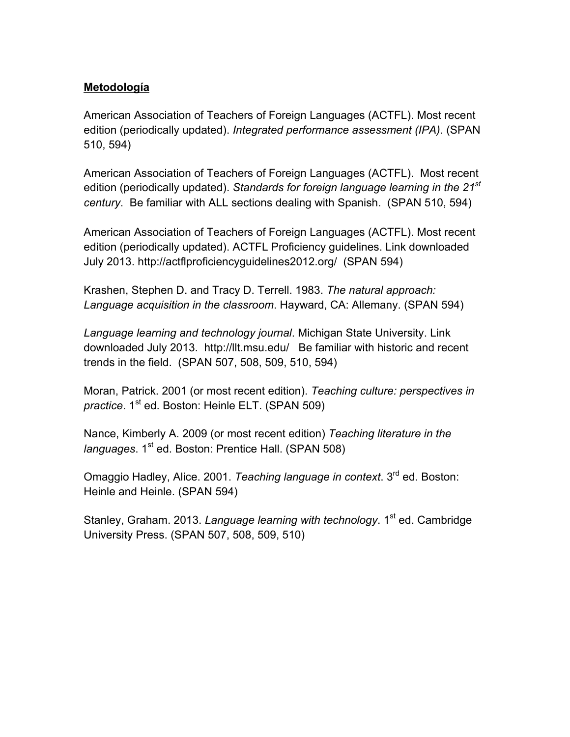**Metodología**

American Association of Teachers of Foreign Languages (ACTFL). Most recent edition (periodically updated). *Integrated performance assessment (IPA)*. (SPAN 510, 594)

American Association of Teachers of Foreign Languages (ACTFL). Most recent edition (periodically updated). *Standards for foreign language learning in the 21st century*. Be familiar with ALL sections dealing with Spanish. (SPAN 510, 594)

American Association of Teachers of Foreign Languages (ACTFL). Most recent edition (periodically updated). ACTFL Proficiency guidelines. Link downloaded July 2013. http://actflproficiencyguidelines2012.org/ (SPAN 594)

Krashen, Stephen D. and Tracy D. Terrell. 1983. *The natural approach: Language acquisition in the classroom*. Hayward, CA: Allemany. (SPAN 594)

*Language learning and technology journal*. Michigan State University. Link downloaded July 2013. http://llt.msu.edu/ Be familiar with historic and recent trends in the field. (SPAN 507, 508, 509, 510, 594)

Moran, Patrick. 2001 (or most recent edition). *Teaching culture: perspectives in practice*. 1st ed. Boston: Heinle ELT. (SPAN 509)

Nance, Kimberly A. 2009 (or most recent edition) *Teaching literature in the languages*. 1st ed. Boston: Prentice Hall. (SPAN 508)

Omaggio Hadley, Alice. 2001. *Teaching language in context*. 3rd ed. Boston: Heinle and Heinle. (SPAN 594)

Stanley, Graham. 2013. *Language learning with technology*. 1st ed. Cambridge University Press. (SPAN 507, 508, 509, 510)